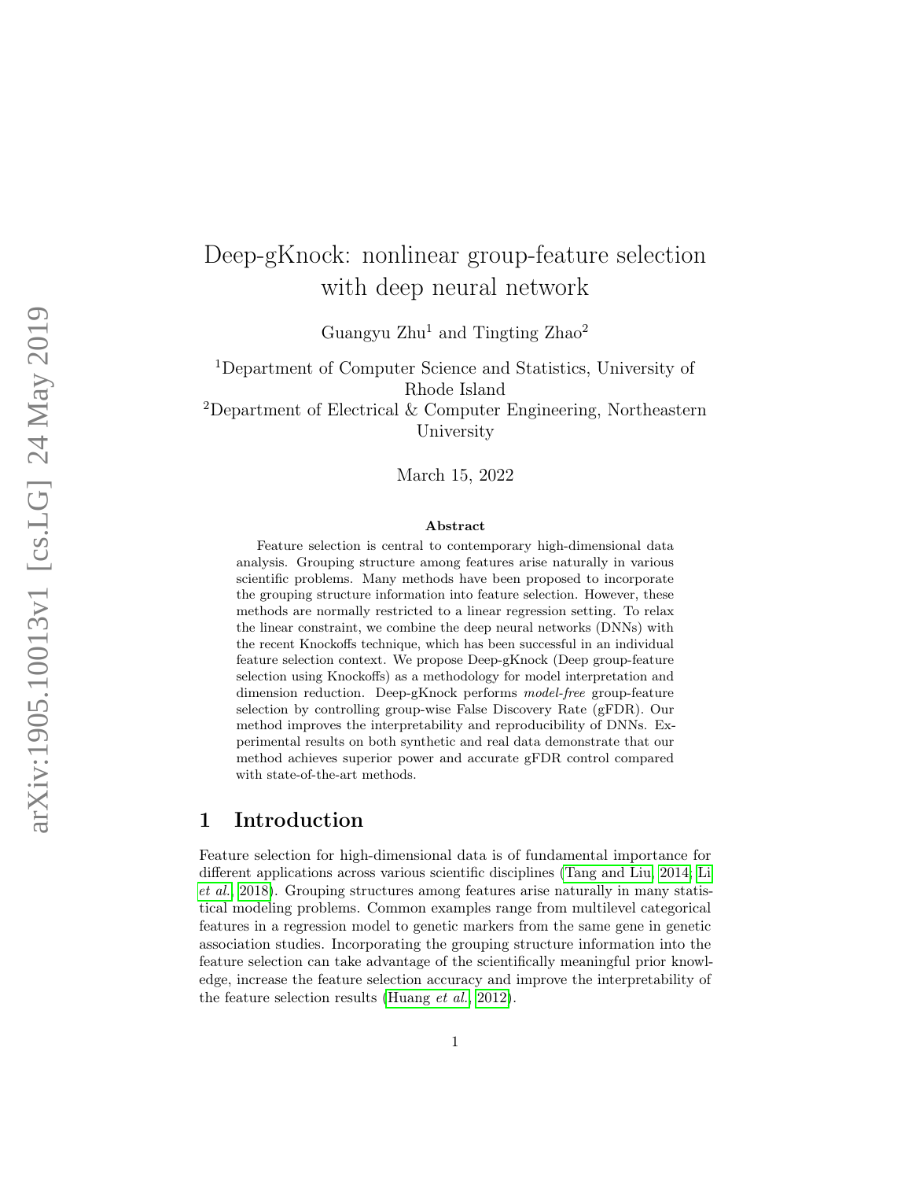# Deep-gKnock: nonlinear group-feature selection with deep neural network

Guangyu Zhu[1] and Tingting Zhao[2]

[1]Department of Computer Science and Statistics, University of Rhode Island

[2]Department of Electrical & Computer Engineering, Northeastern University

March 15, 2022

### Abstract

Feature selection is central to contemporary high-dimensional data analysis. Grouping structure among features arise naturally in various scientific problems. Many methods have been proposed to incorporate the grouping structure information into feature selection. However, these methods are normally restricted to a linear regression setting. To relax the linear constraint, we combine the deep neural networks (DNNs) with the recent Knockoffs technique, which has been successful in an individual feature selection context. We propose Deep-gKnock (Deep group-feature selection using Knockoffs) as a methodology for model interpretation and dimension reduction. Deep-gKnock performs *model-free* group-feature selection by controlling group-wise False Discovery Rate (gFDR). Our method improves the interpretability and reproducibility of DNNs. Experimental results on both synthetic and real data demonstrate that our method achieves superior power and accurate gFDR control compared with state-of-the-art methods.

## 1 Introduction

Feature selection for high-dimensional data is of fundamental importance for different applications across various scientific disciplines (Tang and Liu, 2014; Li *et al.*, 2018). Grouping structures among features arise naturally in many statistical modeling problems. Common examples range from multilevel categorical features in a regression model to genetic markers from the same gene in genetic association studies. Incorporating the grouping structure information into the feature selection can take advantage of the scientifically meaningful prior knowledge, increase the feature selection accuracy and improve the interpretability of the feature selection results (Huang *et al.*, 2012).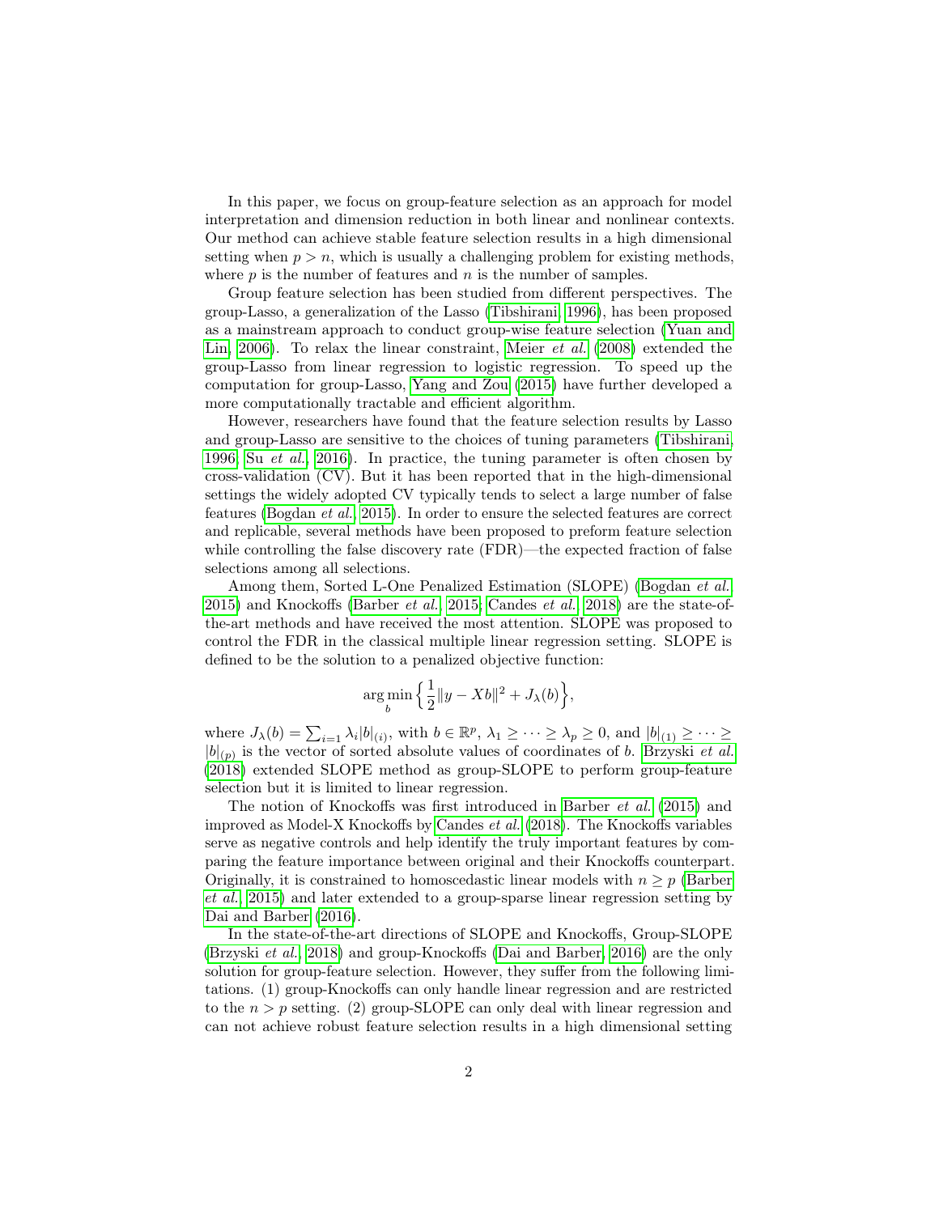In this paper, we focus on group-feature selection as an approach for model interpretation and dimension reduction in both linear and nonlinear contexts. Our method can achieve stable feature selection results in a high dimensional setting when $p > n$, which is usually a challenging problem for existing methods, where $p$ is the number of features and $n$ is the number of samples.

Group feature selection has been studied from different perspectives. The group-Lasso, a generalization of the Lasso (Tibshirani, 1996), has been proposed as a mainstream approach to conduct group-wise feature selection (Yuan and Lin, 2006). To relax the linear constraint, Meier *et al.* (2008) extended the group-Lasso from linear regression to logistic regression. To speed up the computation for group-Lasso, Yang and Zou (2015) have further developed a more computationally tractable and efficient algorithm.

However, researchers have found that the feature selection results by Lasso and group-Lasso are sensitive to the choices of tuning parameters (Tibshirani, 1996; Su *et al.*, 2016). In practice, the tuning parameter is often chosen by cross-validation (CV). But it has been reported that in the high-dimensional settings the widely adopted CV typically tends to select a large number of false features (Bogdan *et al.*, 2015). In order to ensure the selected features are correct and replicable, several methods have been proposed to preform feature selection while controlling the false discovery rate (FDR)—the expected fraction of false selections among all selections.

Among them, Sorted L-One Penalized Estimation (SLOPE) (Bogdan *et al.*, 2015) and Knockoffs (Barber *et al.*, 2015; Candes *et al.*, 2018) are the state-of-the-art methods and have received the most attention. SLOPE was proposed to control the FDR in the classical multiple linear regression setting. SLOPE is defined to be the solution to a penalized objective function:

$$\arg\min_{b} \Big\{ \frac{1}{2}\|y - Xb\|^2 + J_\lambda(b) \Big\},$$

where $J_\lambda(b) = \sum_{i=1} \lambda_i |b|_{(i)}$, with $b \in \mathbb{R}^p$, $\lambda_1 \geq \cdots \geq \lambda_p \geq 0$, and $|b|_{(1)} \geq \cdots \geq |b|_{(p)}$ is the vector of sorted absolute values of coordinates of $b$. Brzyski *et al.* (2018) extended SLOPE method as group-SLOPE to perform group-feature selection but it is limited to linear regression.

The notion of Knockoffs was first introduced in Barber *et al.* (2015) and improved as Model-X Knockoffs by Candes *et al.* (2018). The Knockoffs variables serve as negative controls and help identify the truly important features by comparing the feature importance between original and their Knockoffs counterpart. Originally, it is constrained to homoscedastic linear models with $n \geq p$ (Barber *et al.*, 2015) and later extended to a group-sparse linear regression setting by Dai and Barber (2016).

In the state-of-the-art directions of SLOPE and Knockoffs, Group-SLOPE (Brzyski *et al.*, 2018) and group-Knockoffs (Dai and Barber, 2016) are the only solution for group-feature selection. However, they suffer from the following limitations. (1) group-Knockoffs can only handle linear regression and are restricted to the $n > p$ setting. (2) group-SLOPE can only deal with linear regression and can not achieve robust feature selection results in a high dimensional setting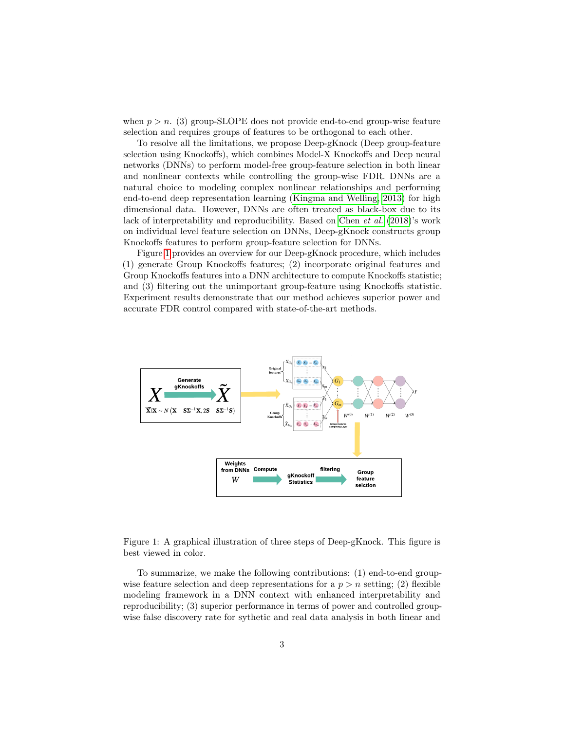when $p > n$. (3) group-SLOPE does not provide end-to-end group-wise feature selection and requires groups of features to be orthogonal to each other.

To resolve all the limitations, we propose Deep-gKnock (Deep group-feature selection using Knockoffs), which combines Model-X Knockoffs and Deep neural networks (DNNs) to perform model-free group-feature selection in both linear and nonlinear contexts while controlling the group-wise FDR. DNNs are a natural choice to modeling complex nonlinear relationships and performing end-to-end deep representation learning (Kingma and Welling, 2013) for high dimensional data. However, DNNs are often treated as black-box due to its lack of interpretability and reproducibility. Based on Chen *et al.* (2018)'s work on individual level feature selection on DNNs, Deep-gKnock constructs group Knockoffs features to perform group-feature selection for DNNs.

Figure 1 provides an overview for our Deep-gKnock procedure, which includes (1) generate Group Knockoffs features; (2) incorporate original features and Group Knockoffs features into a DNN architecture to compute Knockoffs statistic; and (3) filtering out the unimportant group-feature using Knockoffs statistic. Experiment results demonstrate that our method achieves superior power and accurate FDR control compared with state-of-the-art methods.

Figure 1: A graphical illustration of three steps of Deep-gKnock. This figure is best viewed in color.

To summarize, we make the following contributions: (1) end-to-end group-wise feature selection and deep representations for a $p > n$ setting; (2) flexible modeling framework in a DNN context with enhanced interpretability and reproducibility; (3) superior performance in terms of power and controlled group-wise false discovery rate for sythetic and real data analysis in both linear and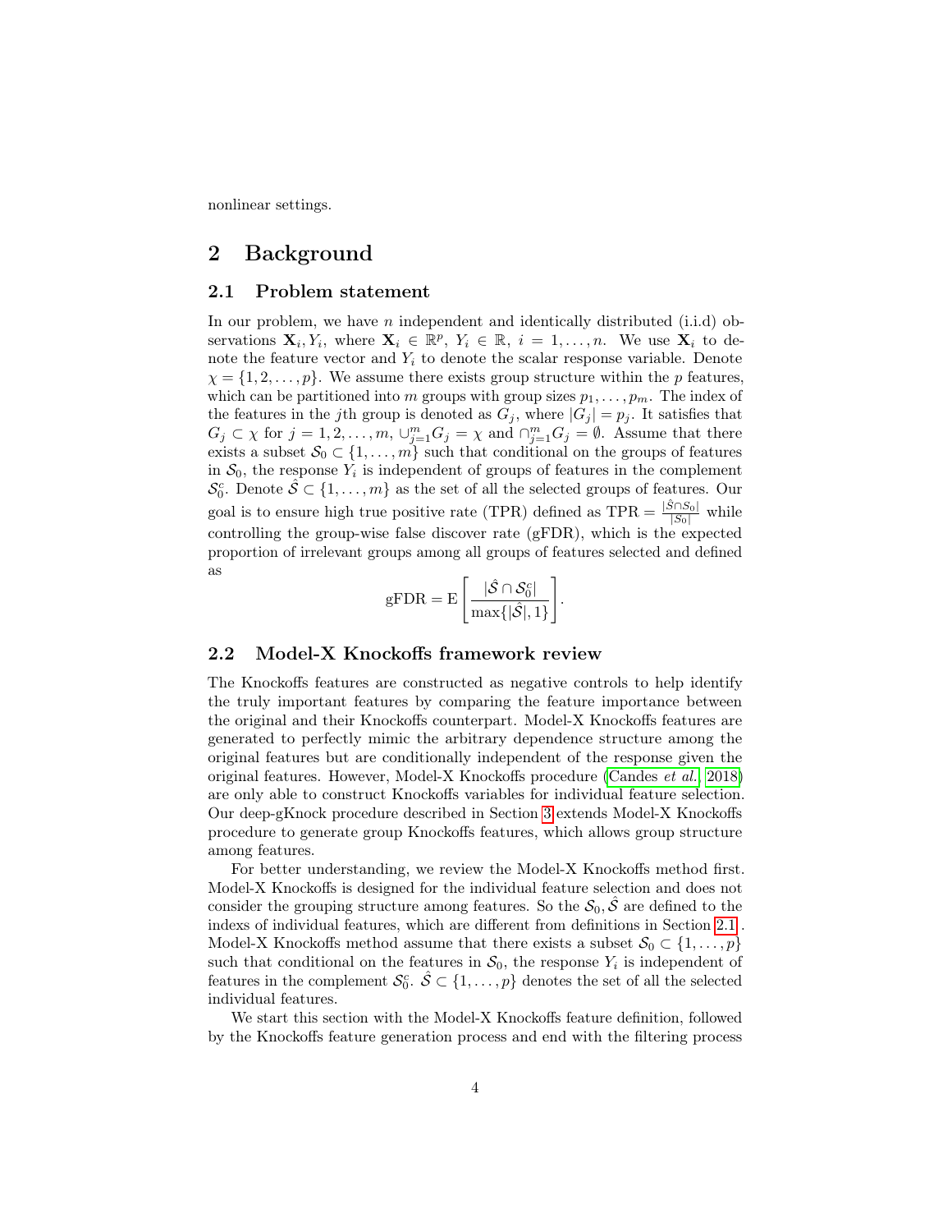nonlinear settings.

## 2 Background

### 2.1 Problem statement

In our problem, we have $n$ independent and identically distributed (i.i.d) observations $\mathbf{X}_i, Y_i$, where $\mathbf{X}_i \in \mathbb{R}^p$, $Y_i \in \mathbb{R}$, $i = 1, \ldots, n$. We use $\mathbf{X}_i$ to denote the feature vector and $Y_i$ to denote the scalar response variable. Denote $\chi = \{1, 2, \ldots, p\}$. We assume there exists group structure within the $p$ features, which can be partitioned into $m$ groups with group sizes $p_1, \ldots, p_m$. The index of the features in the $j$th group is denoted as $G_j$, where $|G_j| = p_j$. It satisfies that $G_j \subset \chi$ for $j = 1, 2, \ldots, m$, $\cup_{j=1}^m G_j = \chi$ and $\cap_{j=1}^m G_j = \emptyset$. Assume that there exists a subset $\mathcal{S}_0 \subset \{1, \ldots, m\}$ such that conditional on the groups of features in $\mathcal{S}_0$, the response $Y_i$ is independent of groups of features in the complement $\mathcal{S}_0^c$. Denote $\hat{\mathcal{S}} \subset \{1, \ldots, m\}$ as the set of all the selected groups of features. Our goal is to ensure high true positive rate (TPR) defined as $\text{TPR} = \frac{|\hat{\mathcal{S}} \cap \mathcal{S}_0|}{|\mathcal{S}_0|}$ while controlling the group-wise false discover rate (gFDR), which is the expected proportion of irrelevant groups among all groups of features selected and defined as

$$\text{gFDR} = \text{E}\left[\frac{|\hat{\mathcal{S}} \cap \mathcal{S}_0^c|}{\max\{|\hat{\mathcal{S}}|, 1\}}\right].$$

### 2.2 Model-X Knockoffs framework review

The Knockoffs features are constructed as negative controls to help identify the truly important features by comparing the feature importance between the original and their Knockoffs counterpart. Model-X Knockoffs features are generated to perfectly mimic the arbitrary dependence structure among the original features but are conditionally independent of the response given the original features. However, Model-X Knockoffs procedure (Candes *et al.* 2018) are only able to construct Knockoffs variables for individual feature selection. Our deep-gKnock procedure described in Section 3 extends Model-X Knockoffs procedure to generate group Knockoffs features, which allows group structure among features.

For better understanding, we review the Model-X Knockoffs method first. Model-X Knockoffs is designed for the individual feature selection and does not consider the grouping structure among features. So the $\mathcal{S}_0, \hat{\mathcal{S}}$ are defined to the indexs of individual features, which are different from definitions in Section 2.1. Model-X Knockoffs method assume that there exists a subset $\mathcal{S}_0 \subset \{1, \ldots, p\}$ such that conditional on the features in $\mathcal{S}_0$, the response $Y_i$ is independent of features in the complement $\mathcal{S}_0^c$. $\hat{\mathcal{S}} \subset \{1, \ldots, p\}$ denotes the set of all the selected individual features.

We start this section with the Model-X Knockoffs feature definition, followed by the Knockoffs feature generation process and end with the filtering process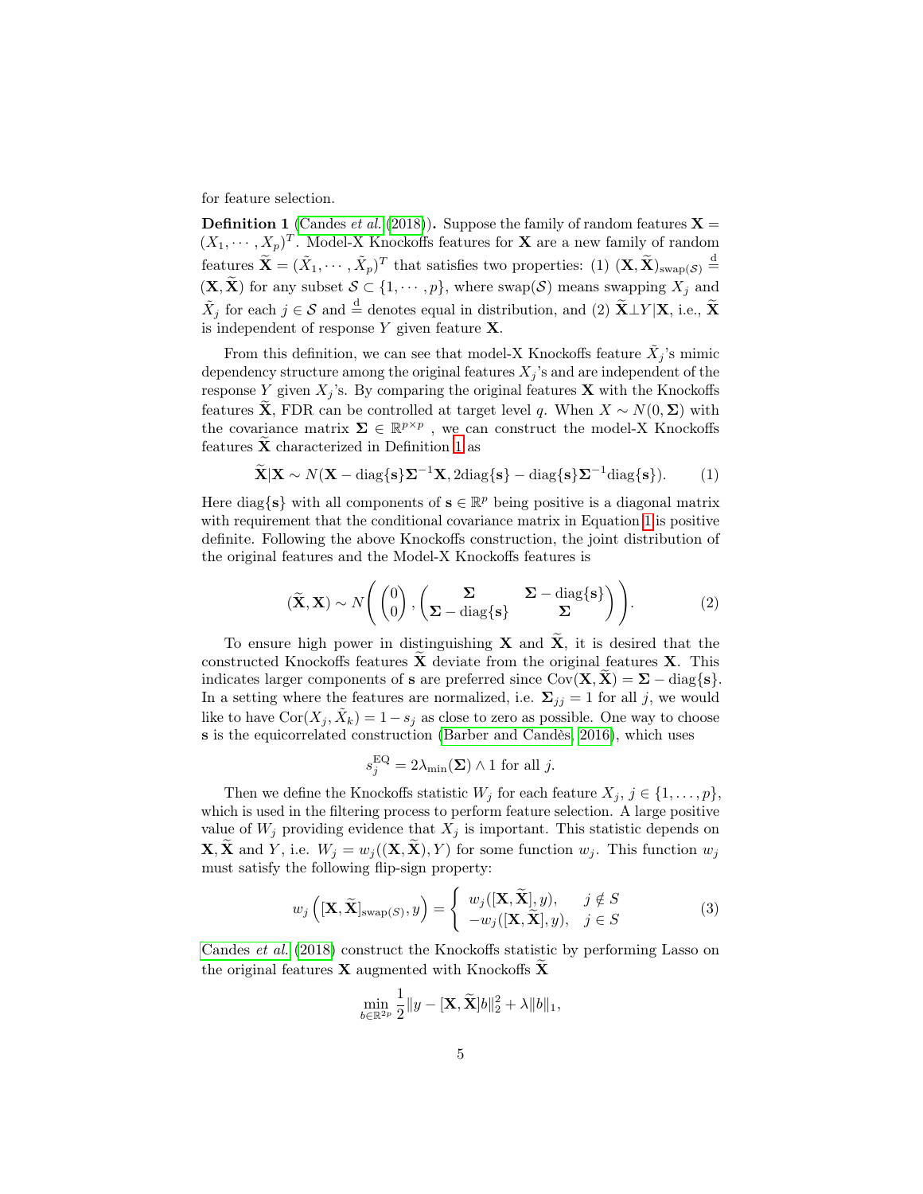for feature selection.

**Definition 1** (Candes *et al.* (2018))**.** Suppose the family of random features $\mathbf{X} = (X_1, \cdots, X_p)^T$. Model-X Knockoffs features for $\mathbf{X}$ are a new family of random features $\widetilde{\mathbf{X}} = (\tilde{X}_1, \cdots, \tilde{X}_p)^T$ that satisfies two properties: (1) $(\mathbf{X}, \widetilde{\mathbf{X}})_{\text{swap}(\mathcal{S})} \stackrel{\text{d}}{=} (\mathbf{X}, \widetilde{\mathbf{X}})$ for any subset $\mathcal{S} \subset \{1, \cdots, p\}$, where swap$(\mathcal{S})$ means swapping $X_j$ and $\tilde{X}_j$ for each $j \in \mathcal{S}$ and $\stackrel{\text{d}}{=}$ denotes equal in distribution, and (2) $\widetilde{\mathbf{X}} \perp Y | \mathbf{X}$, i.e., $\widetilde{\mathbf{X}}$ is independent of response $Y$ given feature $\mathbf{X}$.

From this definition, we can see that model-X Knockoffs feature $\tilde{X}_j$'s mimic dependency structure among the original features $X_j$'s and are independent of the response $Y$ given $X_j$'s. By comparing the original features $\mathbf{X}$ with the Knockoffs features $\widetilde{\mathbf{X}}$, FDR can be controlled at target level $q$. When $X \sim N(0, \mathbf{\Sigma})$ with the covariance matrix $\mathbf{\Sigma} \in \mathbb{R}^{p \times p}$ , we can construct the model-X Knockoffs features $\widetilde{\mathbf{X}}$ characterized in Definition 1 as

$$\widetilde{\mathbf{X}} | \mathbf{X} \sim N(\mathbf{X} - \text{diag}\{\mathbf{s}\} \mathbf{\Sigma}^{-1} \mathbf{X}, 2\text{diag}\{\mathbf{s}\} - \text{diag}\{\mathbf{s}\} \mathbf{\Sigma}^{-1} \text{diag}\{\mathbf{s}\}). \tag{1}$$

Here diag$\{\mathbf{s}\}$ with all components of $\mathbf{s} \in \mathbb{R}^p$ being positive is a diagonal matrix with requirement that the conditional covariance matrix in Equation 1 is positive definite. Following the above Knockoffs construction, the joint distribution of the original features and the Model-X Knockoffs features is

$$(\widetilde{\mathbf{X}}, \mathbf{X}) \sim N\left( \begin{pmatrix} 0 \\ 0 \end{pmatrix}, \begin{pmatrix} \mathbf{\Sigma} & \mathbf{\Sigma} - \text{diag}\{\mathbf{s}\} \\ \mathbf{\Sigma} - \text{diag}\{\mathbf{s}\} & \mathbf{\Sigma} \end{pmatrix} \right). \tag{2}$$

To ensure high power in distinguishing $\mathbf{X}$ and $\widetilde{\mathbf{X}}$, it is desired that the constructed Knockoffs features $\widetilde{\mathbf{X}}$ deviate from the original features $\mathbf{X}$. This indicates larger components of $\mathbf{s}$ are preferred since $\text{Cov}(\mathbf{X}, \widetilde{\mathbf{X}}) = \mathbf{\Sigma} - \text{diag}\{\mathbf{s}\}$. In a setting where the features are normalized, i.e. $\mathbf{\Sigma}_{jj} = 1$ for all $j$, we would like to have $\text{Cor}(X_j, \tilde{X}_k) = 1 - s_j$ as close to zero as possible. One way to choose $\mathbf{s}$ is the equicorrelated construction (Barber and Candès, 2016), which uses

$$s_j^{\text{EQ}} = 2\lambda_{\min}(\mathbf{\Sigma}) \wedge 1 \text{ for all } j.$$

Then we define the Knockoffs statistic $W_j$ for each feature $X_j$, $j \in \{1, \ldots, p\}$, which is used in the filtering process to perform feature selection. A large positive value of $W_j$ providing evidence that $X_j$ is important. This statistic depends on $\mathbf{X}, \widetilde{\mathbf{X}}$ and $Y$, i.e. $W_j = w_j((\mathbf{X}, \widetilde{\mathbf{X}}), Y)$ for some function $w_j$. This function $w_j$ must satisfy the following flip-sign property:

$$w_j\left([\mathbf{X}, \widetilde{\mathbf{X}}]_{\text{swap}(S)}, y\right) = \begin{cases} w_j([\mathbf{X}, \widetilde{\mathbf{X}}], y), & j \notin S \\ -w_j([\mathbf{X}, \widetilde{\mathbf{X}}], y), & j \in S \end{cases} \tag{3}$$

Candes *et al.* (2018) construct the Knockoffs statistic by performing Lasso on the original features $\mathbf{X}$ augmented with Knockoffs $\widetilde{\mathbf{X}}$

$$\min_{b \in \mathbb{R}^{2p}} \frac{1}{2} \| y - [\mathbf{X}, \widetilde{\mathbf{X}}] b \|_2^2 + \lambda \|b\|_1,$$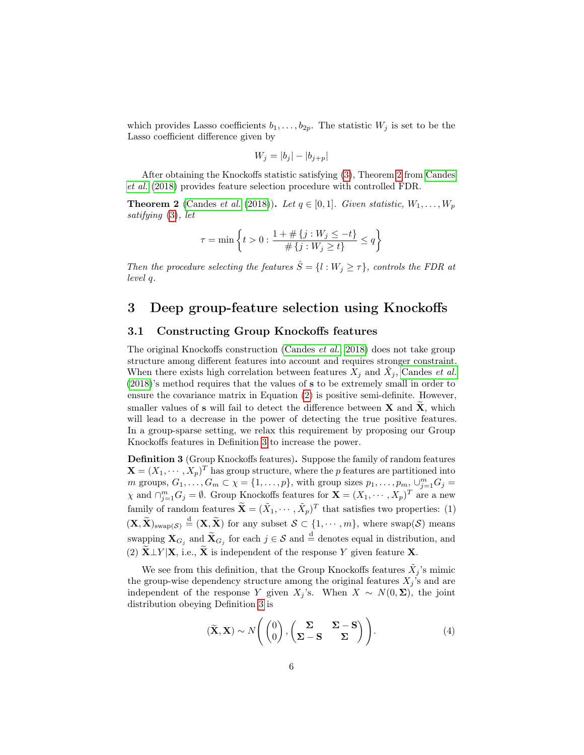which provides Lasso coefficients $b_1, \ldots, b_{2p}$. The statistic $W_j$ is set to be the Lasso coefficient difference given by

$$W_j = |b_j| - |b_{j+p}|$$

After obtaining the Knockoffs statistic satisfying (3), Theorem 2 from Candes *et al.* (2018) provides feature selection procedure with controlled FDR.

**Theorem 2** (Candes *et al.* (2018)). *Let $q \in [0, 1]$. Given statistic, $W_1, \ldots, W_p$ satifying (3), let*

$$\tau = \min\left\{ t > 0 : \frac{1 + \#\{j : W_j \leq -t\}}{\#\{j : W_j \geq t\}} \leq q \right\}$$

*Then the procedure selecting the features $\hat{S} = \{l : W_j \geq \tau\}$, controls the FDR at level $q$.*

# 3 Deep group-feature selection using Knockoffs

## 3.1 Constructing Group Knockoffs features

The original Knockoffs construction (Candes *et al.* 2018) does not take group structure among different features into account and requires stronger constraint. When there exists high correlation between features $X_j$ and $\tilde{X}_j$, Candes *et al.* (2018)'s method requires that the values of $\mathbf{s}$ to be extremely small in order to ensure the covariance matrix in Equation (2) is positive semi-definite. However, smaller values of $\mathbf{s}$ will fail to detect the difference between $\mathbf{X}$ and $\widetilde{\mathbf{X}}$, which will lead to a decrease in the power of detecting the true positive features. In a group-sparse setting, we relax this requirement by proposing our Group Knockoffs features in Definition 3 to increase the power.

**Definition 3** (Group Knockoffs features). Suppose the family of random features $\mathbf{X} = (X_1, \cdots, X_p)^T$ has group structure, where the $p$ features are partitioned into $m$ groups, $G_1, \ldots, G_m \subset \chi = \{1, \ldots, p\}$, with group sizes $p_1, \ldots, p_m$, $\cup_{j=1}^m G_j = \chi$ and $\cap_{j=1}^m G_j = \emptyset$. Group Knockoffs features for $\mathbf{X} = (X_1, \cdots, X_p)^T$ are a new family of random features $\widetilde{\mathbf{X}} = (\tilde{X}_1, \cdots, \tilde{X}_p)^T$ that satisfies two properties: (1) $(\mathbf{X}, \widetilde{\mathbf{X}})_{\text{swap}(\mathcal{S})} \overset{\text{d}}{=} (\mathbf{X}, \widetilde{\mathbf{X}})$ for any subset $\mathcal{S} \subset \{1, \cdots, m\}$, where swap$(\mathcal{S})$ means swapping $\mathbf{X}_{G_j}$ and $\widetilde{\mathbf{X}}_{G_j}$ for each $j \in \mathcal{S}$ and $\overset{\text{d}}{=}$ denotes equal in distribution, and (2) $\widetilde{\mathbf{X}} \perp Y | \mathbf{X}$, i.e., $\widetilde{\mathbf{X}}$ is independent of the response $Y$ given feature $\mathbf{X}$.

We see from this definition, that the Group Knockoffs features $\tilde{X}_j$'s mimic the group-wise dependency structure among the original features $X_j$'s and are independent of the response $Y$ given $X_j$'s. When $X \sim N(0, \mathbf{\Sigma})$, the joint distribution obeying Definition 3 is

$$(\widetilde{\mathbf{X}}, \mathbf{X}) \sim N\left( \begin{pmatrix} 0 \\ 0 \end{pmatrix}, \begin{pmatrix} \mathbf{\Sigma} & \mathbf{\Sigma} - \mathbf{S} \\ \mathbf{\Sigma} - \mathbf{S} & \mathbf{\Sigma} \end{pmatrix} \right). \tag{4}$$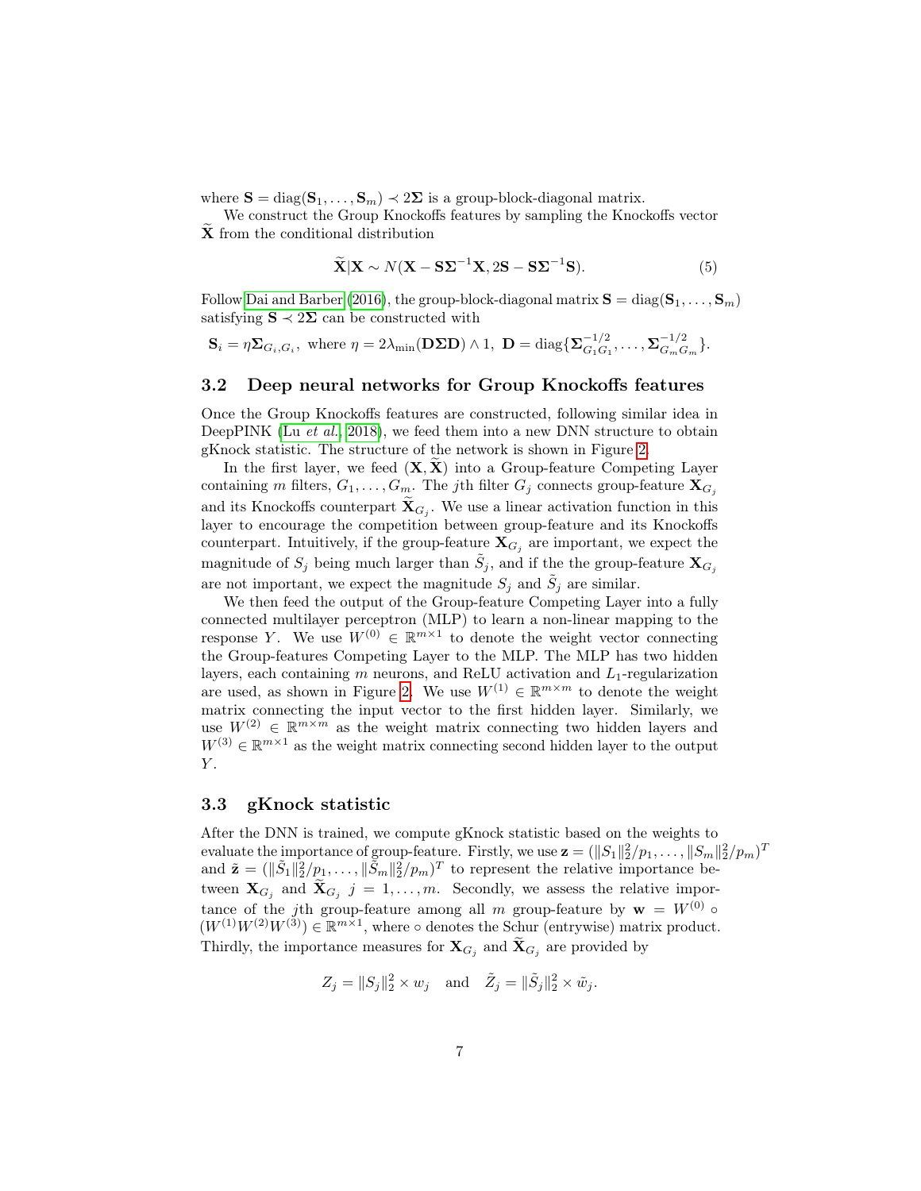where $\mathbf{S} = \text{diag}(\mathbf{S}_1, \dots, \mathbf{S}_m) \prec 2\mathbf{\Sigma}$ is a group-block-diagonal matrix.

We construct the Group Knockoffs features by sampling the Knockoffs vector $\widetilde{\mathbf{X}}$ from the conditional distribution

$$\widetilde{\mathbf{X}}|\mathbf{X} \sim N(\mathbf{X} - \mathbf{S}\mathbf{\Sigma}^{-1}\mathbf{X}, 2\mathbf{S} - \mathbf{S}\mathbf{\Sigma}^{-1}\mathbf{S}). \tag{5}$$

Follow Dai and Barber (2016), the group-block-diagonal matrix $\mathbf{S} = \text{diag}(\mathbf{S}_1, \dots, \mathbf{S}_m)$ satisfying $\mathbf{S} \prec 2\mathbf{\Sigma}$ can be constructed with

$$\mathbf{S}_i = \eta \mathbf{\Sigma}_{G_i, G_i}, \text{ where } \eta = 2\lambda_{\min}(\mathbf{D}\mathbf{\Sigma}\mathbf{D}) \wedge 1, \ \mathbf{D} = \text{diag}\{\mathbf{\Sigma}_{G_1G_1}^{-1/2}, \dots, \mathbf{\Sigma}_{G_mG_m}^{-1/2}\}.$$

### 3.2 Deep neural networks for Group Knockoffs features

Once the Group Knockoffs features are constructed, following similar idea in DeepPINK (Lu *et al.*, 2018), we feed them into a new DNN structure to obtain gKnock statistic. The structure of the network is shown in Figure 2.

In the first layer, we feed $(\mathbf{X}, \widetilde{\mathbf{X}})$ into a Group-feature Competing Layer containing $m$ filters, $G_1, \dots, G_m$. The $j$th filter $G_j$ connects group-feature $\mathbf{X}_{G_j}$ and its Knockoffs counterpart $\widetilde{\mathbf{X}}_{G_j}$. We use a linear activation function in this layer to encourage the competition between group-feature and its Knockoffs counterpart. Intuitively, if the group-feature $\mathbf{X}_{G_j}$ are important, we expect the magnitude of $S_j$ being much larger than $\tilde{S}_j$, and if the the group-feature $\mathbf{X}_{G_j}$ are not important, we expect the magnitude $S_j$ and $\tilde{S}_j$ are similar.

We then feed the output of the Group-feature Competing Layer into a fully connected multilayer perceptron (MLP) to learn a non-linear mapping to the response $Y$. We use $W^{(0)} \in \mathbb{R}^{m\times 1}$ to denote the weight vector connecting the Group-features Competing Layer to the MLP. The MLP has two hidden layers, each containing $m$ neurons, and ReLU activation and $L_1$-regularization are used, as shown in Figure 2. We use $W^{(1)} \in \mathbb{R}^{m\times m}$ to denote the weight matrix connecting the input vector to the first hidden layer. Similarly, we use $W^{(2)} \in \mathbb{R}^{m\times m}$ as the weight matrix connecting two hidden layers and $W^{(3)} \in \mathbb{R}^{m\times 1}$ as the weight matrix connecting second hidden layer to the output $Y$.

### 3.3 gKnock statistic

After the DNN is trained, we compute gKnock statistic based on the weights to evaluate the importance of group-feature. Firstly, we use $\mathbf{z} = (\|S_1\|_2^2/p_1, \dots, \|S_m\|_2^2/p_m)^T$ and $\tilde{\mathbf{z}} = (\|\tilde{S}_1\|_2^2/p_1, \dots, \|\tilde{S}_m\|_2^2/p_m)^T$ to represent the relative importance between $\mathbf{X}_{G_j}$ and $\widetilde{\mathbf{X}}_{G_j}$ $j = 1, \dots, m$. Secondly, we assess the relative importance of the $j$th group-feature among all $m$ group-feature by $\mathbf{w} = W^{(0)} \circ (W^{(1)}W^{(2)}W^{(3)}) \in \mathbb{R}^{m\times 1}$, where $\circ$ denotes the Schur (entrywise) matrix product. Thirdly, the importance measures for $\mathbf{X}_{G_j}$ and $\widetilde{\mathbf{X}}_{G_j}$ are provided by

$$Z_j = \|S_j\|_2^2 \times w_j \quad \text{and} \quad \tilde{Z}_j = \|\tilde{S}_j\|_2^2 \times \tilde{w}_j.$$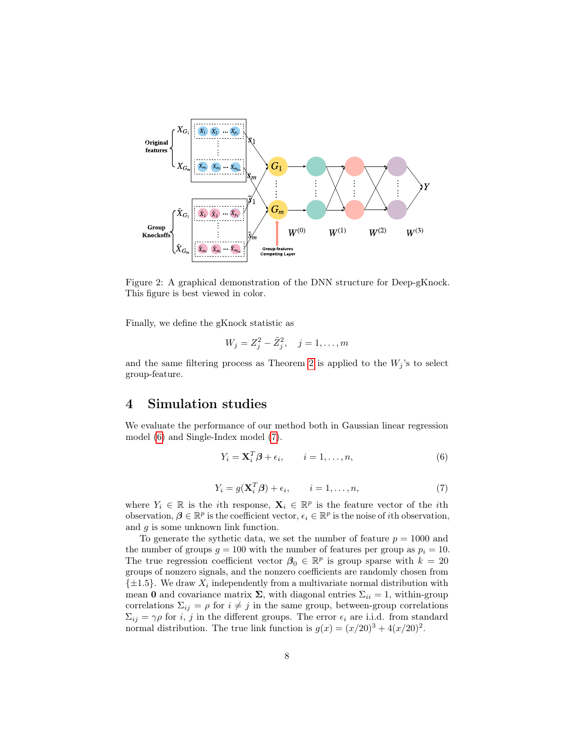Figure 2: A graphical demonstration of the DNN structure for Deep-gKnock. This figure is best viewed in color.

Finally, we define the gKnock statistic as

$$W_j = Z_j^2 - \tilde{Z}_j^2, \quad j = 1, \dots, m$$

and the same filtering process as Theorem 2 is applied to the $W_j$'s to select group-feature.

# 4 Simulation studies

We evaluate the performance of our method both in Gaussian linear regression model (6) and Single-Index model (7).

$$Y_i = \mathbf{X}_i^T \boldsymbol{\beta} + \epsilon_i, \qquad i = 1, \dots, n, \tag{6}$$

$$Y_i = g(\mathbf{X}_i^T \boldsymbol{\beta}) + \epsilon_i, \qquad i = 1, \dots, n, \tag{7}$$

where $Y_i \in \mathbb{R}$ is the $i$th response, $\mathbf{X}_i \in \mathbb{R}^p$ is the feature vector of the $i$th observation, $\boldsymbol{\beta} \in \mathbb{R}^p$ is the coefficient vector, $\epsilon_i \in \mathbb{R}^p$ is the noise of $i$th observation, and $g$ is some unknown link function.

To generate the sythetic data, we set the number of feature $p = 1000$ and the number of groups $g = 100$ with the number of features per group as $p_i = 10$. The true regression coefficient vector $\boldsymbol{\beta}_0 \in \mathbb{R}^p$ is group sparse with $k = 20$ groups of nonzero signals, and the nonzero coefficients are randomly chosen from $\{\pm 1.5\}$. We draw $X_i$ independently from a multivariate normal distribution with mean $\mathbf{0}$ and covariance matrix $\boldsymbol{\Sigma}$, with diagonal entries $\Sigma_{ii} = 1$, within-group correlations $\Sigma_{ij} = \rho$ for $i \neq j$ in the same group, between-group correlations $\Sigma_{ij} = \gamma\rho$ for $i$, $j$ in the different groups. The error $\epsilon_i$ are i.i.d. from standard normal distribution. The true link function is $g(x) = (x/20)^3 + 4(x/20)^2$.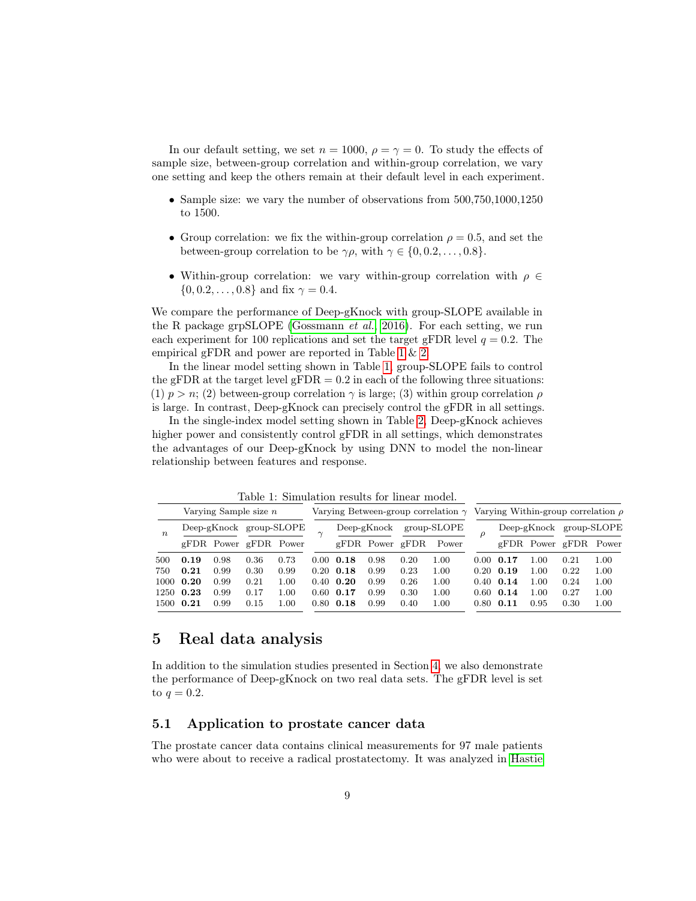In our default setting, we set $n = 1000$, $\rho = \gamma = 0$. To study the effects of sample size, between-group correlation and within-group correlation, we vary one setting and keep the others remain at their default level in each experiment.

- Sample size: we vary the number of observations from 500,750,1000,1250 to 1500.
- Group correlation: we fix the within-group correlation $\rho = 0.5$, and set the between-group correlation to be $\gamma\rho$, with $\gamma \in \{0, 0.2, \ldots, 0.8\}$.
- Within-group correlation: we vary within-group correlation with $\rho \in \{0, 0.2, \ldots, 0.8\}$ and fix $\gamma = 0.4$.

We compare the performance of Deep-gKnock with group-SLOPE available in the R package grpSLOPE (Gossmann *et al.* 2016). For each setting, we run each experiment for 100 replications and set the target gFDR level $q = 0.2$. The empirical gFDR and power are reported in Table 1 & 2.

In the linear model setting shown in Table 1, group-SLOPE fails to control the gFDR at the target level gFDR = 0.2 in each of the following three situations: (1) $p > n$; (2) between-group correlation $\gamma$ is large; (3) within group correlation $\rho$ is large. In contrast, Deep-gKnock can precisely control the gFDR in all settings.

In the single-index model setting shown in Table 2, Deep-gKnock achieves higher power and consistently control gFDR in all settings, which demonstrates the advantages of our Deep-gKnock by using DNN to model the non-linear relationship between features and response.

Table 1: Simulation results for linear model.

| Varying Sample size $n$ | | | | | Varying Between-group correlation $\gamma$ | | | | | Varying Within-group correlation $\rho$ | | | | |
|---|---|---|---|---|---|---|---|---|---|---|---|---|---|---|
| $n$ | Deep-gKnock | | group-SLOPE | | $\gamma$ | Deep-gKnock | | group-SLOPE | | $\rho$ | Deep-gKnock | | group-SLOPE | |
| | gFDR | Power | gFDR | Power | | gFDR | Power | gFDR | Power | | gFDR | Power | gFDR | Power |
| 500 | **0.19** | 0.98 | 0.36 | 0.73 | 0.00 | **0.18** | 0.98 | 0.20 | 1.00 | 0.00 | **0.17** | 1.00 | 0.21 | 1.00 |
| 750 | **0.21** | 0.99 | 0.30 | 0.99 | 0.20 | **0.18** | 0.99 | 0.23 | 1.00 | 0.20 | **0.19** | 1.00 | 0.22 | 1.00 |
| 1000 | **0.20** | 0.99 | 0.21 | 1.00 | 0.40 | **0.20** | 0.99 | 0.26 | 1.00 | 0.40 | **0.14** | 1.00 | 0.24 | 1.00 |
| 1250 | **0.23** | 0.99 | 0.17 | 1.00 | 0.60 | **0.17** | 0.99 | 0.30 | 1.00 | 0.60 | **0.14** | 1.00 | 0.27 | 1.00 |
| 1500 | **0.21** | 0.99 | 0.15 | 1.00 | 0.80 | **0.18** | 0.99 | 0.40 | 1.00 | 0.80 | **0.11** | 0.95 | 0.30 | 1.00 |

# 5 Real data analysis

In addition to the simulation studies presented in Section 4, we also demonstrate the performance of Deep-gKnock on two real data sets. The gFDR level is set to $q = 0.2$.

## 5.1 Application to prostate cancer data

The prostate cancer data contains clinical measurements for 97 male patients who were about to receive a radical prostatectomy. It was analyzed in Hastie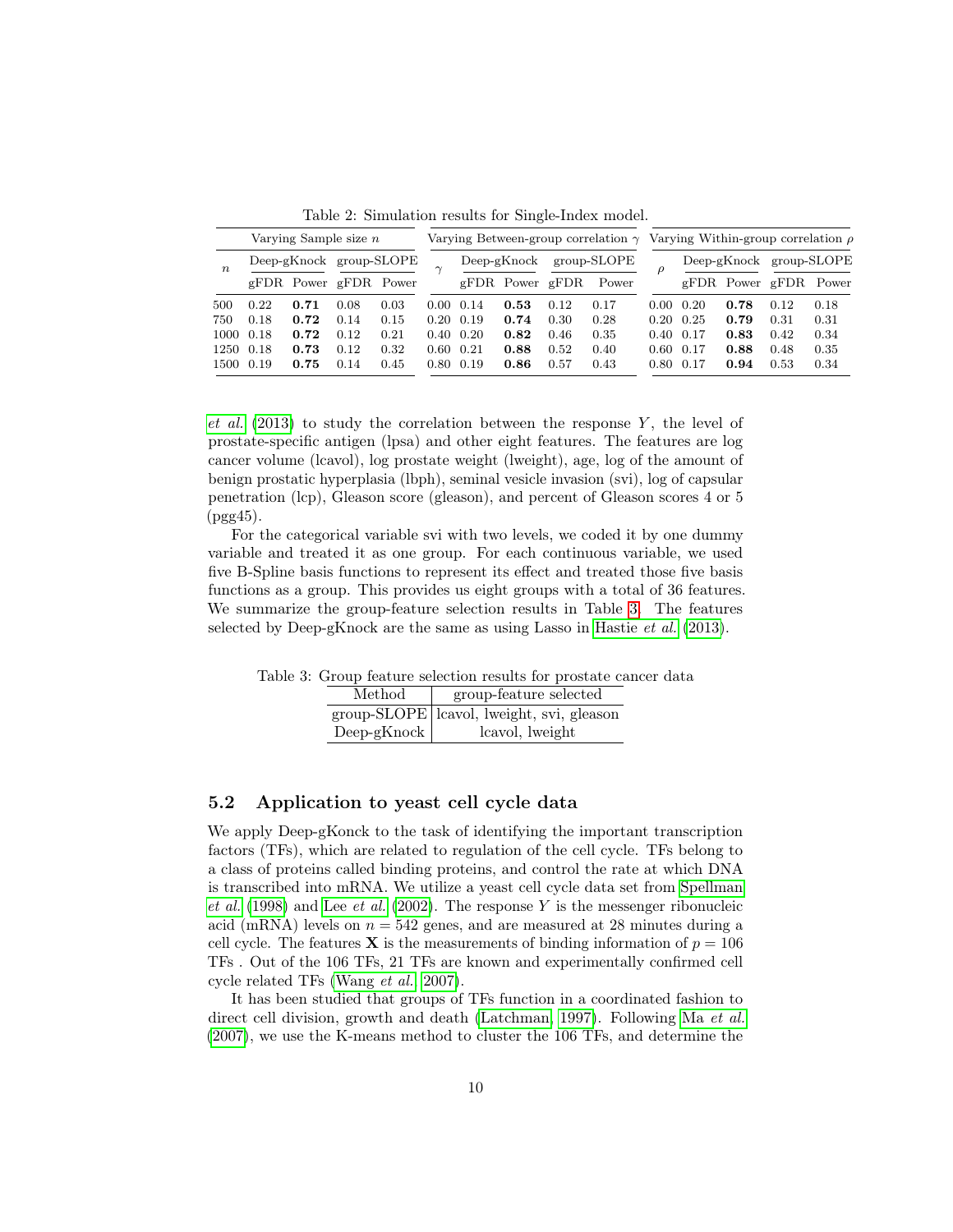Table 2: Simulation results for Single-Index model.

| Varying Sample size $n$ | | | | | Varying Between-group correlation $\gamma$ | | | | | Varying Within-group correlation $\rho$ | | | | |
|---|---|---|---|---|---|---|---|---|---|---|---|---|---|---|
| $n$ | Deep-gKnock | | group-SLOPE | | $\gamma$ | Deep-gKnock | | group-SLOPE | | $\rho$ | Deep-gKnock | | group-SLOPE | |
| | gFDR | Power | gFDR | Power | | gFDR | Power | gFDR | Power | | gFDR | Power | gFDR | Power |
| 500 | 0.22 | **0.71** | 0.08 | 0.03 | 0.00 | 0.14 | **0.53** | 0.12 | 0.17 | 0.00 | 0.20 | **0.78** | 0.12 | 0.18 |
| 750 | 0.18 | **0.72** | 0.14 | 0.15 | 0.20 | 0.19 | **0.74** | 0.30 | 0.28 | 0.20 | 0.25 | **0.79** | 0.31 | 0.31 |
| 1000 | 0.18 | **0.72** | 0.12 | 0.21 | 0.40 | 0.20 | **0.82** | 0.46 | 0.35 | 0.40 | 0.17 | **0.83** | 0.42 | 0.34 |
| 1250 | 0.18 | **0.73** | 0.12 | 0.32 | 0.60 | 0.21 | **0.88** | 0.52 | 0.40 | 0.60 | 0.17 | **0.88** | 0.48 | 0.35 |
| 1500 | 0.19 | **0.75** | 0.14 | 0.45 | 0.80 | 0.19 | **0.86** | 0.57 | 0.43 | 0.80 | 0.17 | **0.94** | 0.53 | 0.34 |

*et al.* (2013) to study the correlation between the response $Y$, the level of prostate-specific antigen (lpsa) and other eight features. The features are log cancer volume (lcavol), log prostate weight (lweight), age, log of the amount of benign prostatic hyperplasia (lbph), seminal vesicle invasion (svi), log of capsular penetration (lcp), Gleason score (gleason), and percent of Gleason scores 4 or 5 (pgg45).

For the categorical variable svi with two levels, we coded it by one dummy variable and treated it as one group. For each continuous variable, we used five B-Spline basis functions to represent its effect and treated those five basis functions as a group. This provides us eight groups with a total of 36 features. We summarize the group-feature selection results in Table 3. The features selected by Deep-gKnock are the same as using Lasso in Hastie *et al.* (2013).

Table 3: Group feature selection results for prostate cancer data

| Method | group-feature selected |
|---|---|
| group-SLOPE | lcavol, lweight, svi, gleason |
| Deep-gKnock | lcavol, lweight |

## 5.2 Application to yeast cell cycle data

We apply Deep-gKonck to the task of identifying the important transcription factors (TFs), which are related to regulation of the cell cycle. TFs belong to a class of proteins called binding proteins, and control the rate at which DNA is transcribed into mRNA. We utilize a yeast cell cycle data set from Spellman *et al.* (1998) and Lee *et al.* (2002). The response $Y$ is the messenger ribonucleic acid (mRNA) levels on $n = 542$ genes, and are measured at 28 minutes during a cell cycle. The features $\mathbf{X}$ is the measurements of binding information of $p = 106$ TFs . Out of the 106 TFs, 21 TFs are known and experimentally confirmed cell cycle related TFs (Wang *et al.*, 2007).

It has been studied that groups of TFs function in a coordinated fashion to direct cell division, growth and death (Latchman, 1997). Following Ma *et al.* (2007), we use the K-means method to cluster the 106 TFs, and determine the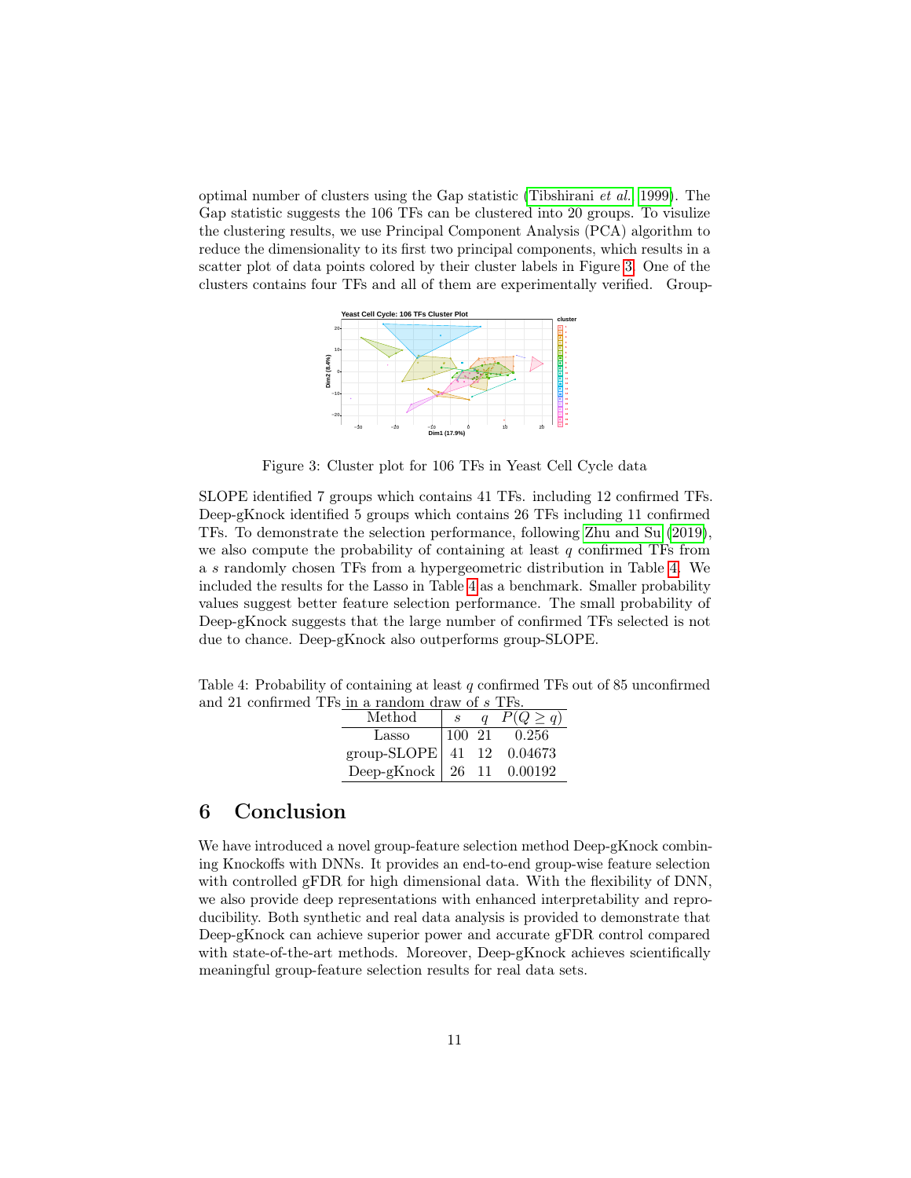optimal number of clusters using the Gap statistic (Tibshirani *et al.*, 1999). The Gap statistic suggests the 106 TFs can be clustered into 20 groups. To visulize the clustering results, we use Principal Component Analysis (PCA) algorithm to reduce the dimensionality to its first two principal components, which results in a scatter plot of data points colored by their cluster labels in Figure 3. One of the clusters contains four TFs and all of them are experimentally verified. Group-

Figure 3: Cluster plot for 106 TFs in Yeast Cell Cycle data

SLOPE identified 7 groups which contains 41 TFs. including 12 confirmed TFs. Deep-gKnock identified 5 groups which contains 26 TFs including 11 confirmed TFs. To demonstrate the selection performance, following Zhu and Su (2019), we also compute the probability of containing at least $q$ confirmed TFs from a $s$ randomly chosen TFs from a hypergeometric distribution in Table 4. We included the results for the Lasso in Table 4 as a benchmark. Smaller probability values suggest better feature selection performance. The small probability of Deep-gKnock suggests that the large number of confirmed TFs selected is not due to chance. Deep-gKnock also outperforms group-SLOPE.

Table 4: Probability of containing at least $q$ confirmed TFs out of 85 unconfirmed and 21 confirmed TFs in a random draw of $s$ TFs.

| Method | $s$ | $q$ | $P(Q \geq q)$ |
|---|---|---|---|
| Lasso | 100 | 21 | 0.256 |
| group-SLOPE | 41 | 12 | 0.04673 |
| Deep-gKnock | 26 | 11 | 0.00192 |

## 6 Conclusion

We have introduced a novel group-feature selection method Deep-gKnock combining Knockoffs with DNNs. It provides an end-to-end group-wise feature selection with controlled gFDR for high dimensional data. With the flexibility of DNN, we also provide deep representations with enhanced interpretability and reproducibility. Both synthetic and real data analysis is provided to demonstrate that Deep-gKnock can achieve superior power and accurate gFDR control compared with state-of-the-art methods. Moreover, Deep-gKnock achieves scientifically meaningful group-feature selection results for real data sets.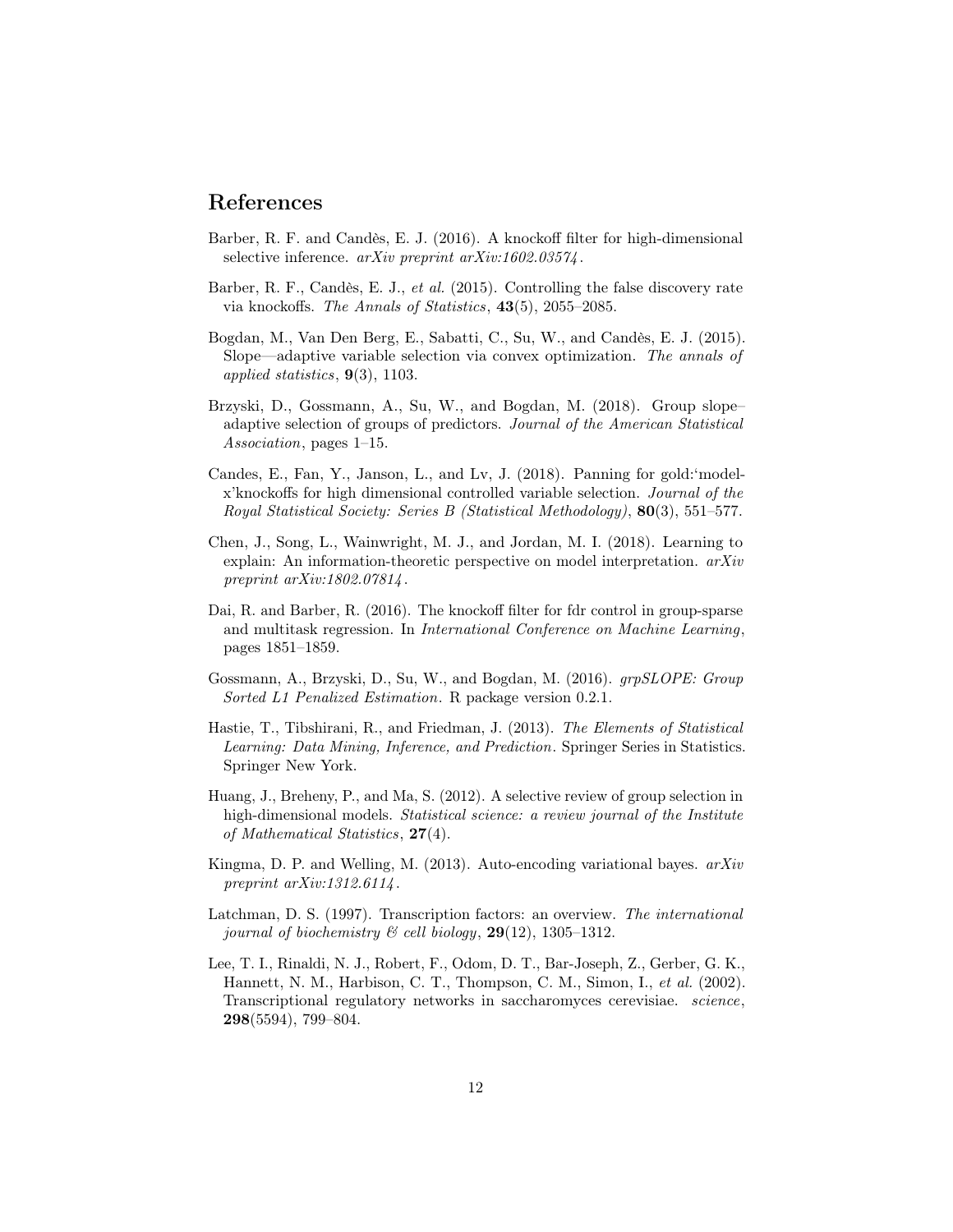## References

Barber, R. F. and Candès, E. J. (2016). A knockoff filter for high-dimensional selective inference. *arXiv preprint arXiv:1602.03574*.

Barber, R. F., Candès, E. J., *et al.* (2015). Controlling the false discovery rate via knockoffs. *The Annals of Statistics*, **43**(5), 2055–2085.

Bogdan, M., Van Den Berg, E., Sabatti, C., Su, W., and Candès, E. J. (2015). Slope—adaptive variable selection via convex optimization. *The annals of applied statistics*, **9**(3), 1103.

Brzyski, D., Gossmann, A., Su, W., and Bogdan, M. (2018). Group slope–adaptive selection of groups of predictors. *Journal of the American Statistical Association*, pages 1–15.

Candes, E., Fan, Y., Janson, L., and Lv, J. (2018). Panning for gold:'model-x'knockoffs for high dimensional controlled variable selection. *Journal of the Royal Statistical Society: Series B (Statistical Methodology)*, **80**(3), 551–577.

Chen, J., Song, L., Wainwright, M. J., and Jordan, M. I. (2018). Learning to explain: An information-theoretic perspective on model interpretation. *arXiv preprint arXiv:1802.07814*.

Dai, R. and Barber, R. (2016). The knockoff filter for fdr control in group-sparse and multitask regression. In *International Conference on Machine Learning*, pages 1851–1859.

Gossmann, A., Brzyski, D., Su, W., and Bogdan, M. (2016). *grpSLOPE: Group Sorted L1 Penalized Estimation*. R package version 0.2.1.

Hastie, T., Tibshirani, R., and Friedman, J. (2013). *The Elements of Statistical Learning: Data Mining, Inference, and Prediction*. Springer Series in Statistics. Springer New York.

Huang, J., Breheny, P., and Ma, S. (2012). A selective review of group selection in high-dimensional models. *Statistical science: a review journal of the Institute of Mathematical Statistics*, **27**(4).

Kingma, D. P. and Welling, M. (2013). Auto-encoding variational bayes. *arXiv preprint arXiv:1312.6114*.

Latchman, D. S. (1997). Transcription factors: an overview. *The international journal of biochemistry & cell biology*, **29**(12), 1305–1312.

Lee, T. I., Rinaldi, N. J., Robert, F., Odom, D. T., Bar-Joseph, Z., Gerber, G. K., Hannett, N. M., Harbison, C. T., Thompson, C. M., Simon, I., *et al.* (2002). Transcriptional regulatory networks in saccharomyces cerevisiae. *science*, **298**(5594), 799–804.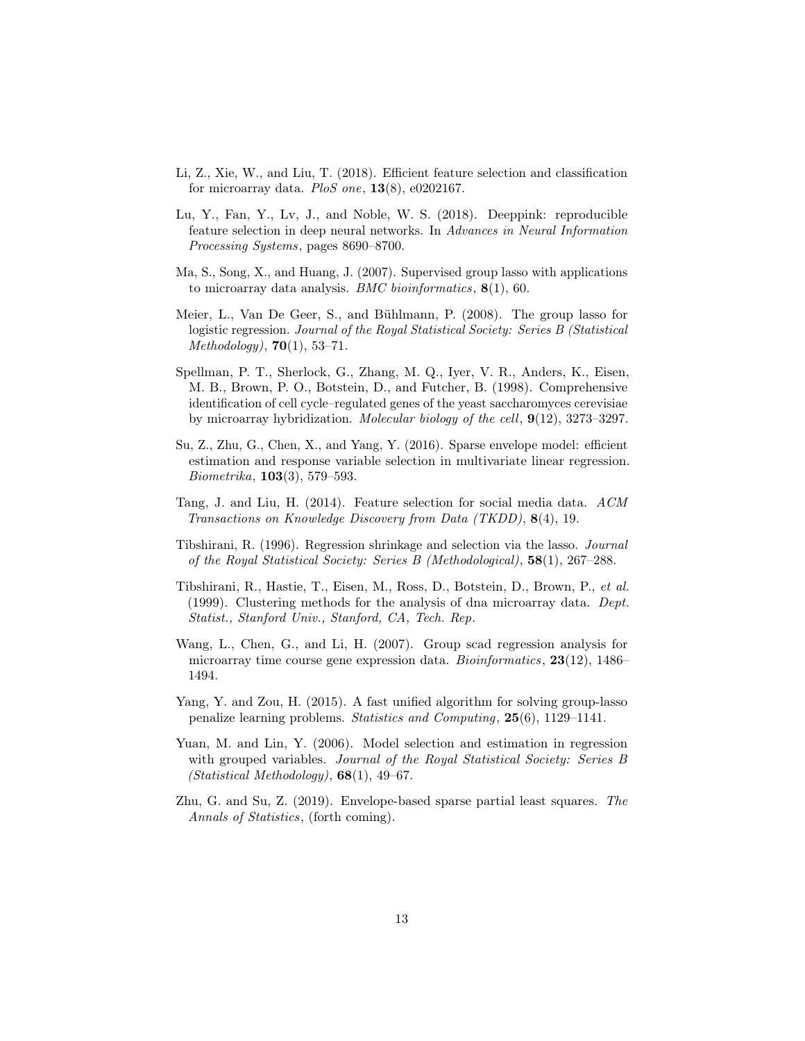Li, Z., Xie, W., and Liu, T. (2018). Efficient feature selection and classification for microarray data. *PloS one*, **13**(8), e0202167.

Lu, Y., Fan, Y., Lv, J., and Noble, W. S. (2018). Deeppink: reproducible feature selection in deep neural networks. In *Advances in Neural Information Processing Systems*, pages 8690–8700.

Ma, S., Song, X., and Huang, J. (2007). Supervised group lasso with applications to microarray data analysis. *BMC bioinformatics*, **8**(1), 60.

Meier, L., Van De Geer, S., and Bühlmann, P. (2008). The group lasso for logistic regression. *Journal of the Royal Statistical Society: Series B (Statistical Methodology)*, **70**(1), 53–71.

Spellman, P. T., Sherlock, G., Zhang, M. Q., Iyer, V. R., Anders, K., Eisen, M. B., Brown, P. O., Botstein, D., and Futcher, B. (1998). Comprehensive identification of cell cycle–regulated genes of the yeast saccharomyces cerevisiae by microarray hybridization. *Molecular biology of the cell*, **9**(12), 3273–3297.

Su, Z., Zhu, G., Chen, X., and Yang, Y. (2016). Sparse envelope model: efficient estimation and response variable selection in multivariate linear regression. *Biometrika*, **103**(3), 579–593.

Tang, J. and Liu, H. (2014). Feature selection for social media data. *ACM Transactions on Knowledge Discovery from Data (TKDD)*, **8**(4), 19.

Tibshirani, R. (1996). Regression shrinkage and selection via the lasso. *Journal of the Royal Statistical Society: Series B (Methodological)*, **58**(1), 267–288.

Tibshirani, R., Hastie, T., Eisen, M., Ross, D., Botstein, D., Brown, P., *et al.* (1999). Clustering methods for the analysis of dna microarray data. *Dept. Statist., Stanford Univ., Stanford, CA, Tech. Rep*.

Wang, L., Chen, G., and Li, H. (2007). Group scad regression analysis for microarray time course gene expression data. *Bioinformatics*, **23**(12), 1486–1494.

Yang, Y. and Zou, H. (2015). A fast unified algorithm for solving group-lasso penalize learning problems. *Statistics and Computing*, **25**(6), 1129–1141.

Yuan, M. and Lin, Y. (2006). Model selection and estimation in regression with grouped variables. *Journal of the Royal Statistical Society: Series B (Statistical Methodology)*, **68**(1), 49–67.

Zhu, G. and Su, Z. (2019). Envelope-based sparse partial least squares. *The Annals of Statistics*, (forth coming).